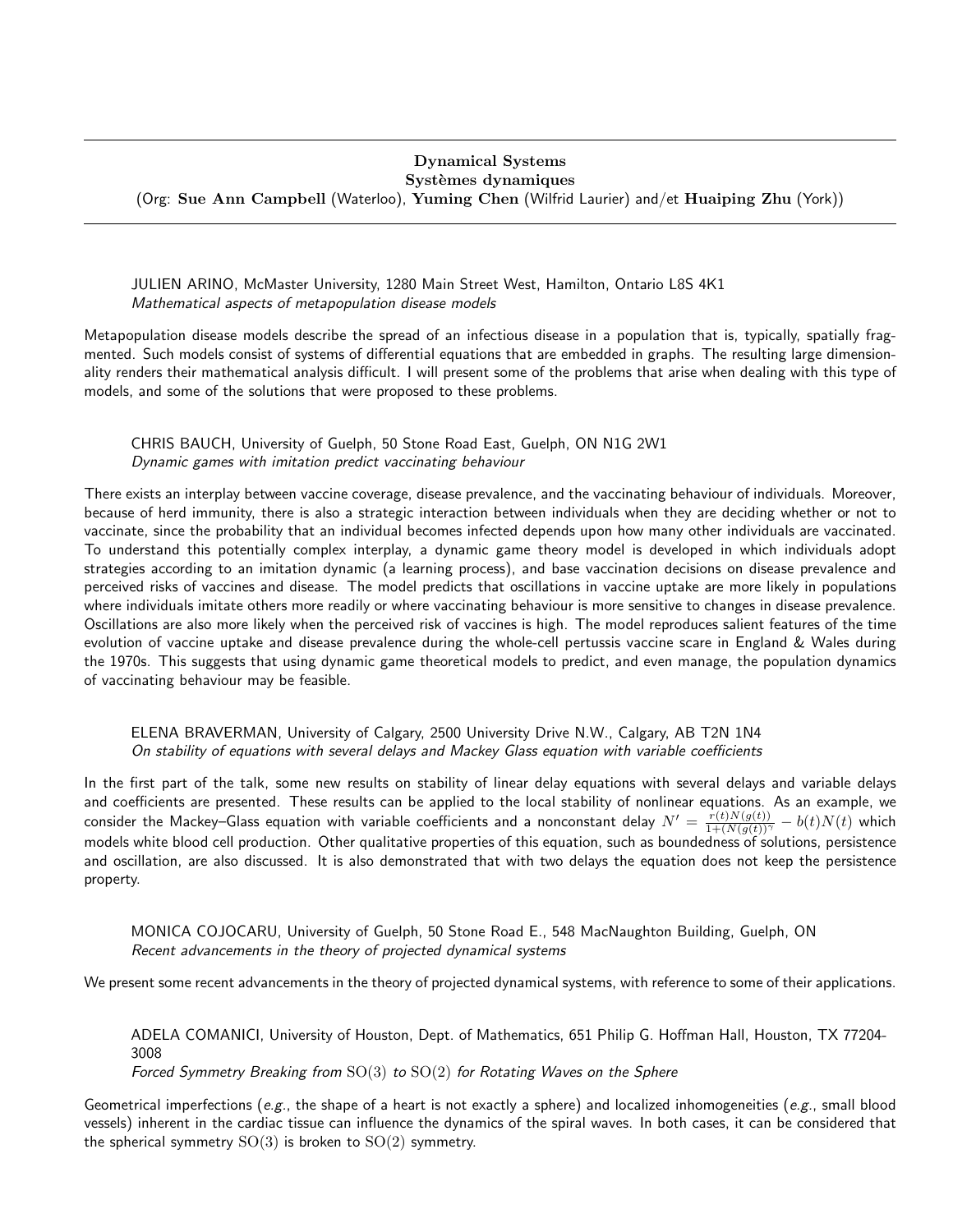## Dynamical Systems
## Systèmes dynamiques

(Org: **Sue Ann Campbell** (Waterloo), **Yuming Chen** (Wilfrid Laurier) and/et **Huaiping Zhu** (York))

---

JULIEN ARINO, McMaster University, 1280 Main Street West, Hamilton, Ontario L8S 4K1
*Mathematical aspects of metapopulation disease models*

Metapopulation disease models describe the spread of an infectious disease in a population that is, typically, spatially fragmented. Such models consist of systems of differential equations that are embedded in graphs. The resulting large dimensionality renders their mathematical analysis difficult. I will present some of the problems that arise when dealing with this type of models, and some of the solutions that were proposed to these problems.

CHRIS BAUCH, University of Guelph, 50 Stone Road East, Guelph, ON N1G 2W1
*Dynamic games with imitation predict vaccinating behaviour*

There exists an interplay between vaccine coverage, disease prevalence, and the vaccinating behaviour of individuals. Moreover, because of herd immunity, there is also a strategic interaction between individuals when they are deciding whether or not to vaccinate, since the probability that an individual becomes infected depends upon how many other individuals are vaccinated. To understand this potentially complex interplay, a dynamic game theory model is developed in which individuals adopt strategies according to an imitation dynamic (a learning process), and base vaccination decisions on disease prevalence and perceived risks of vaccines and disease. The model predicts that oscillations in vaccine uptake are more likely in populations where individuals imitate others more readily or where vaccinating behaviour is more sensitive to changes in disease prevalence. Oscillations are also more likely when the perceived risk of vaccines is high. The model reproduces salient features of the time evolution of vaccine uptake and disease prevalence during the whole-cell pertussis vaccine scare in England & Wales during the 1970s. This suggests that using dynamic game theoretical models to predict, and even manage, the population dynamics of vaccinating behaviour may be feasible.

ELENA BRAVERMAN, University of Calgary, 2500 University Drive N.W., Calgary, AB T2N 1N4
*On stability of equations with several delays and Mackey Glass equation with variable coefficients*

In the first part of the talk, some new results on stability of linear delay equations with several delays and variable delays and coefficients are presented. These results can be applied to the local stability of nonlinear equations. As an example, we consider the Mackey–Glass equation with variable coefficients and a nonconstant delay $N' = \frac{r(t)N(g(t))}{1+(N(g(t))^{\gamma}} - b(t)N(t)$ which models white blood cell production. Other qualitative properties of this equation, such as boundedness of solutions, persistence and oscillation, are also discussed. It is also demonstrated that with two delays the equation does not keep the persistence property.

MONICA COJOCARU, University of Guelph, 50 Stone Road E., 548 MacNaughton Building, Guelph, ON
*Recent advancements in the theory of projected dynamical systems*

We present some recent advancements in the theory of projected dynamical systems, with reference to some of their applications.

ADELA COMANICI, University of Houston, Dept. of Mathematics, 651 Philip G. Hoffman Hall, Houston, TX 77204-3008
*Forced Symmetry Breaking from $\mathrm{SO}(3)$ to $\mathrm{SO}(2)$ for Rotating Waves on the Sphere*

Geometrical imperfections (*e.g.*, the shape of a heart is not exactly a sphere) and localized inhomogeneities (*e.g.*, small blood vessels) inherent in the cardiac tissue can influence the dynamics of the spiral waves. In both cases, it can be considered that the spherical symmetry $\mathrm{SO}(3)$ is broken to $\mathrm{SO}(2)$ symmetry.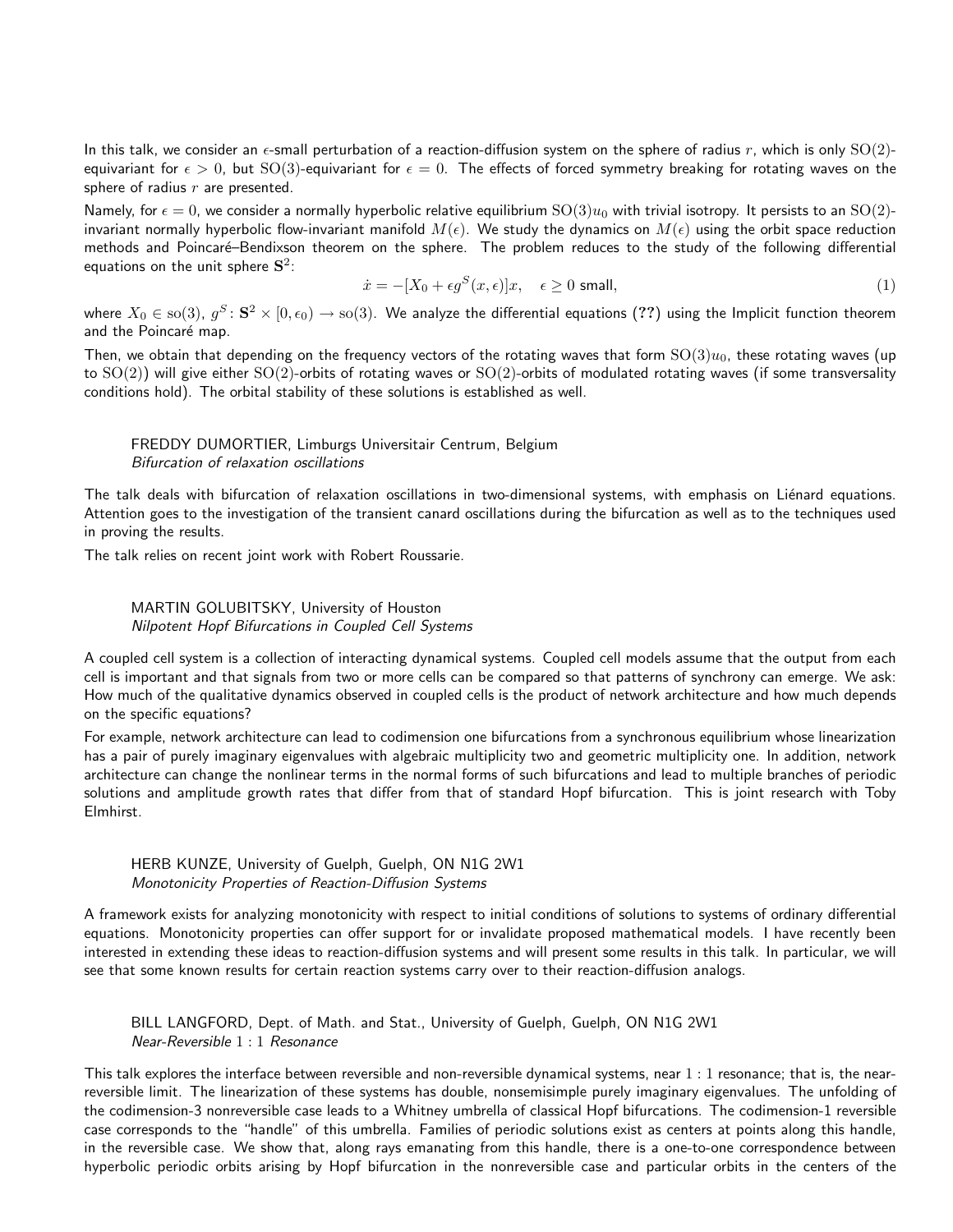In this talk, we consider an $\epsilon$-small perturbation of a reaction-diffusion system on the sphere of radius $r$, which is only $\mathrm{SO}(2)$-equivariant for $\epsilon > 0$, but $\mathrm{SO}(3)$-equivariant for $\epsilon = 0$. The effects of forced symmetry breaking for rotating waves on the sphere of radius $r$ are presented.

Namely, for $\epsilon = 0$, we consider a normally hyperbolic relative equilibrium $\mathrm{SO}(3)u_0$ with trivial isotropy. It persists to an $\mathrm{SO}(2)$-invariant normally hyperbolic flow-invariant manifold $M(\epsilon)$. We study the dynamics on $M(\epsilon)$ using the orbit space reduction methods and Poincaré–Bendixson theorem on the sphere. The problem reduces to the study of the following differential equations on the unit sphere $\mathbf{S}^2$:

$$\dot{x} = -[X_0 + \epsilon g^S(x, \epsilon)]x, \quad \epsilon \geq 0 \text{ small}, \tag{1}$$

where $X_0 \in \mathrm{so}(3)$, $g^S \colon \mathbf{S}^2 \times [0, \epsilon_0) \to \mathrm{so}(3)$. We analyze the differential equations (??) using the Implicit function theorem and the Poincaré map.

Then, we obtain that depending on the frequency vectors of the rotating waves that form $\mathrm{SO}(3)u_0$, these rotating waves (up to $\mathrm{SO}(2)$) will give either $\mathrm{SO}(2)$-orbits of rotating waves or $\mathrm{SO}(2)$-orbits of modulated rotating waves (if some transversality conditions hold). The orbital stability of these solutions is established as well.

FREDDY DUMORTIER, Limburgs Universitair Centrum, Belgium
*Bifurcation of relaxation oscillations*

The talk deals with bifurcation of relaxation oscillations in two-dimensional systems, with emphasis on Liénard equations. Attention goes to the investigation of the transient canard oscillations during the bifurcation as well as to the techniques used in proving the results.

The talk relies on recent joint work with Robert Roussarie.

MARTIN GOLUBITSKY, University of Houston
*Nilpotent Hopf Bifurcations in Coupled Cell Systems*

A coupled cell system is a collection of interacting dynamical systems. Coupled cell models assume that the output from each cell is important and that signals from two or more cells can be compared so that patterns of synchrony can emerge. We ask: How much of the qualitative dynamics observed in coupled cells is the product of network architecture and how much depends on the specific equations?

For example, network architecture can lead to codimension one bifurcations from a synchronous equilibrium whose linearization has a pair of purely imaginary eigenvalues with algebraic multiplicity two and geometric multiplicity one. In addition, network architecture can change the nonlinear terms in the normal forms of such bifurcations and lead to multiple branches of periodic solutions and amplitude growth rates that differ from that of standard Hopf bifurcation. This is joint research with Toby Elmhirst.

HERB KUNZE, University of Guelph, Guelph, ON N1G 2W1
*Monotonicity Properties of Reaction-Diffusion Systems*

A framework exists for analyzing monotonicity with respect to initial conditions of solutions to systems of ordinary differential equations. Monotonicity properties can offer support for or invalidate proposed mathematical models. I have recently been interested in extending these ideas to reaction-diffusion systems and will present some results in this talk. In particular, we will see that some known results for certain reaction systems carry over to their reaction-diffusion analogs.

BILL LANGFORD, Dept. of Math. and Stat., University of Guelph, Guelph, ON N1G 2W1
*Near-Reversible 1 : 1 Resonance*

This talk explores the interface between reversible and non-reversible dynamical systems, near $1:1$ resonance; that is, the near-reversible limit. The linearization of these systems has double, nonsemisimple purely imaginary eigenvalues. The unfolding of the codimension-3 nonreversible case leads to a Whitney umbrella of classical Hopf bifurcations. The codimension-1 reversible case corresponds to the "handle" of this umbrella. Families of periodic solutions exist as centers at points along this handle, in the reversible case. We show that, along rays emanating from this handle, there is a one-to-one correspondence between hyperbolic periodic orbits arising by Hopf bifurcation in the nonreversible case and particular orbits in the centers of the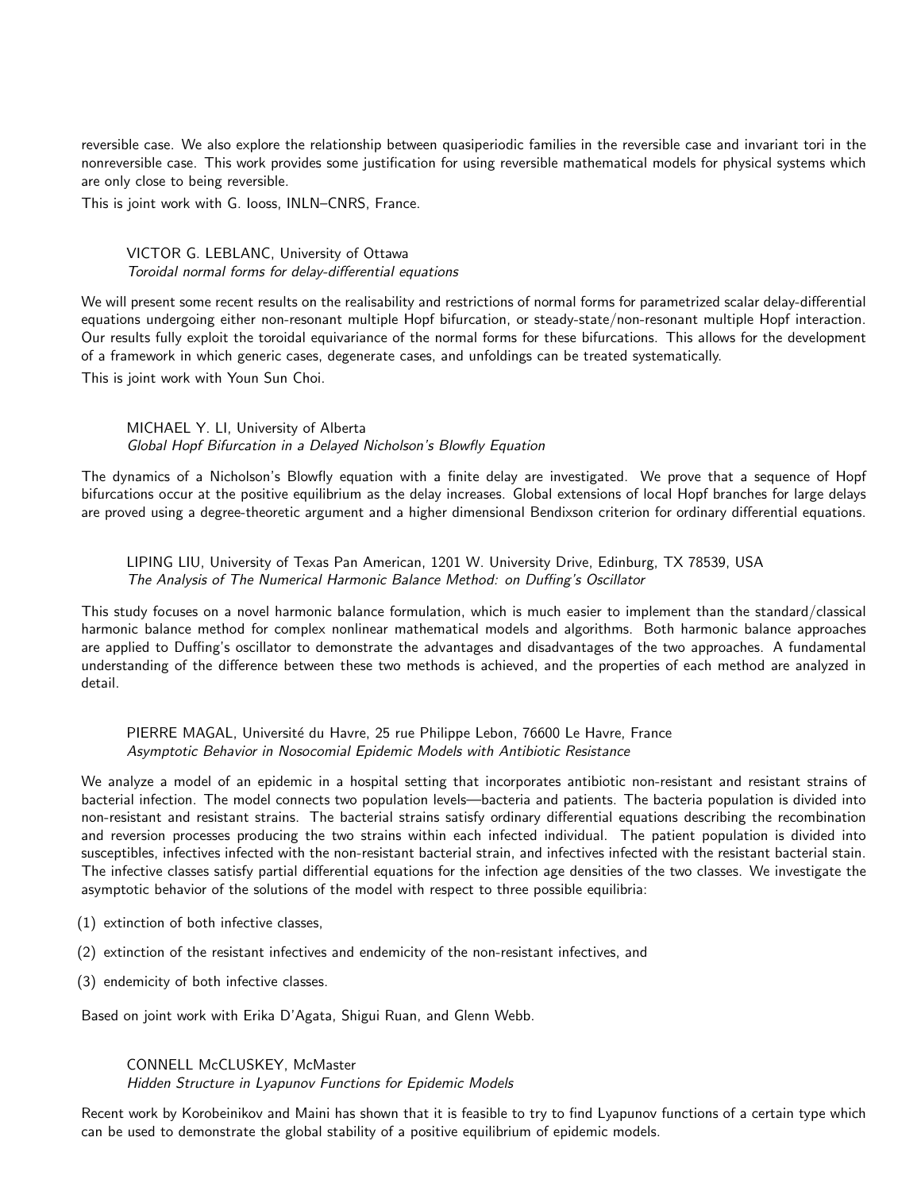reversible case. We also explore the relationship between quasiperiodic families in the reversible case and invariant tori in the nonreversible case. This work provides some justification for using reversible mathematical models for physical systems which are only close to being reversible.

This is joint work with G. Iooss, INLN–CNRS, France.

VICTOR G. LEBLANC, University of Ottawa
*Toroidal normal forms for delay-differential equations*

We will present some recent results on the realisability and restrictions of normal forms for parametrized scalar delay-differential equations undergoing either non-resonant multiple Hopf bifurcation, or steady-state/non-resonant multiple Hopf interaction. Our results fully exploit the toroidal equivariance of the normal forms for these bifurcations. This allows for the development of a framework in which generic cases, degenerate cases, and unfoldings can be treated systematically.

This is joint work with Youn Sun Choi.

MICHAEL Y. LI, University of Alberta
*Global Hopf Bifurcation in a Delayed Nicholson's Blowfly Equation*

The dynamics of a Nicholson's Blowfly equation with a finite delay are investigated. We prove that a sequence of Hopf bifurcations occur at the positive equilibrium as the delay increases. Global extensions of local Hopf branches for large delays are proved using a degree-theoretic argument and a higher dimensional Bendixson criterion for ordinary differential equations.

LIPING LIU, University of Texas Pan American, 1201 W. University Drive, Edinburg, TX 78539, USA
*The Analysis of The Numerical Harmonic Balance Method: on Duffing's Oscillator*

This study focuses on a novel harmonic balance formulation, which is much easier to implement than the standard/classical harmonic balance method for complex nonlinear mathematical models and algorithms. Both harmonic balance approaches are applied to Duffing's oscillator to demonstrate the advantages and disadvantages of the two approaches. A fundamental understanding of the difference between these two methods is achieved, and the properties of each method are analyzed in detail.

PIERRE MAGAL, Université du Havre, 25 rue Philippe Lebon, 76600 Le Havre, France
*Asymptotic Behavior in Nosocomial Epidemic Models with Antibiotic Resistance*

We analyze a model of an epidemic in a hospital setting that incorporates antibiotic non-resistant and resistant strains of bacterial infection. The model connects two population levels—bacteria and patients. The bacteria population is divided into non-resistant and resistant strains. The bacterial strains satisfy ordinary differential equations describing the recombination and reversion processes producing the two strains within each infected individual. The patient population is divided into susceptibles, infectives infected with the non-resistant bacterial strain, and infectives infected with the resistant bacterial stain. The infective classes satisfy partial differential equations for the infection age densities of the two classes. We investigate the asymptotic behavior of the solutions of the model with respect to three possible equilibria:

(1) extinction of both infective classes,

(2) extinction of the resistant infectives and endemicity of the non-resistant infectives, and

(3) endemicity of both infective classes.

Based on joint work with Erika D'Agata, Shigui Ruan, and Glenn Webb.

CONNELL McCLUSKEY, McMaster
*Hidden Structure in Lyapunov Functions for Epidemic Models*

Recent work by Korobeinikov and Maini has shown that it is feasible to try to find Lyapunov functions of a certain type which can be used to demonstrate the global stability of a positive equilibrium of epidemic models.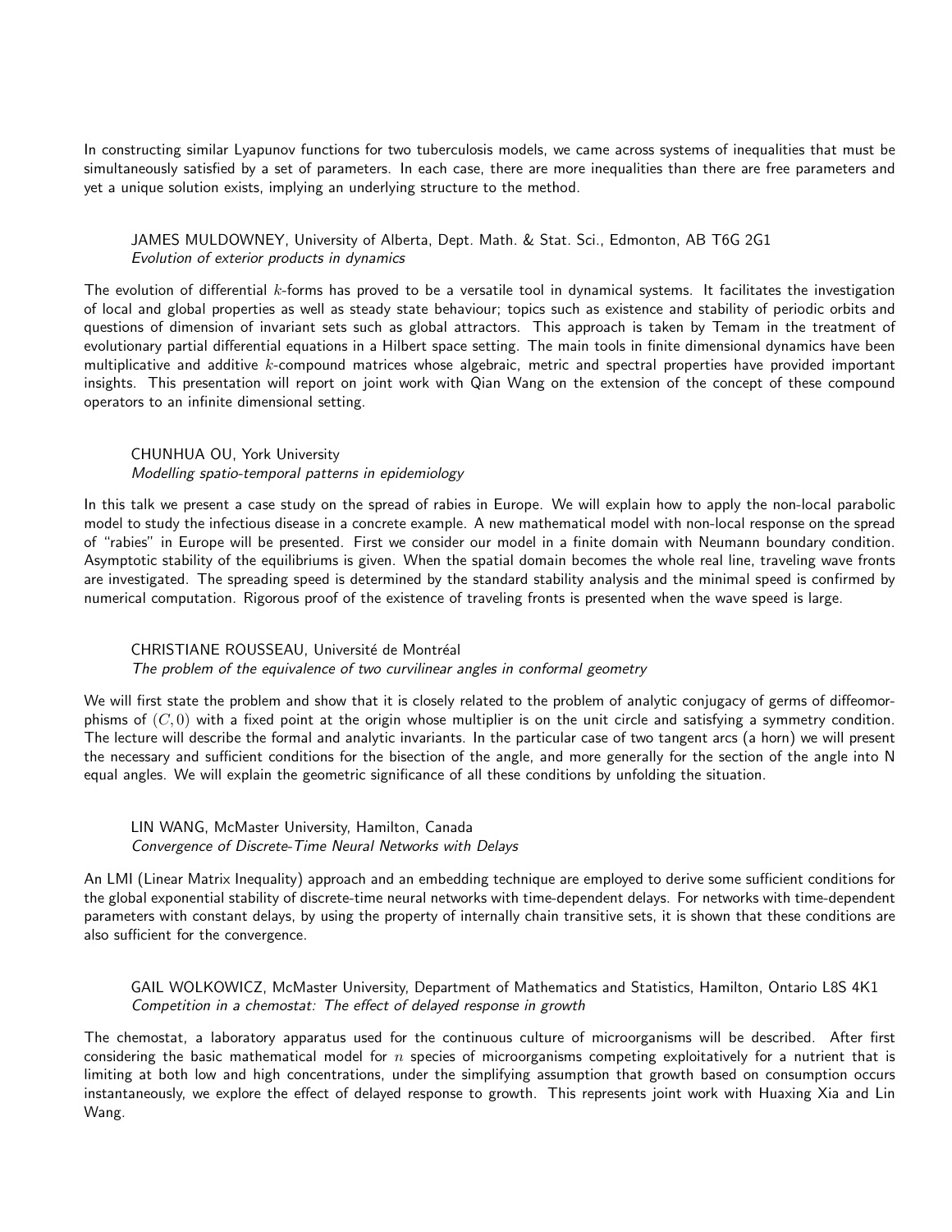In constructing similar Lyapunov functions for two tuberculosis models, we came across systems of inequalities that must be simultaneously satisfied by a set of parameters. In each case, there are more inequalities than there are free parameters and yet a unique solution exists, implying an underlying structure to the method.

JAMES MULDOWNEY, University of Alberta, Dept. Math. & Stat. Sci., Edmonton, AB T6G 2G1
*Evolution of exterior products in dynamics*

The evolution of differential $k$-forms has proved to be a versatile tool in dynamical systems. It facilitates the investigation of local and global properties as well as steady state behaviour; topics such as existence and stability of periodic orbits and questions of dimension of invariant sets such as global attractors. This approach is taken by Temam in the treatment of evolutionary partial differential equations in a Hilbert space setting. The main tools in finite dimensional dynamics have been multiplicative and additive $k$-compound matrices whose algebraic, metric and spectral properties have provided important insights. This presentation will report on joint work with Qian Wang on the extension of the concept of these compound operators to an infinite dimensional setting.

CHUNHUA OU, York University
*Modelling spatio-temporal patterns in epidemiology*

In this talk we present a case study on the spread of rabies in Europe. We will explain how to apply the non-local parabolic model to study the infectious disease in a concrete example. A new mathematical model with non-local response on the spread of "rabies" in Europe will be presented. First we consider our model in a finite domain with Neumann boundary condition. Asymptotic stability of the equilibriums is given. When the spatial domain becomes the whole real line, traveling wave fronts are investigated. The spreading speed is determined by the standard stability analysis and the minimal speed is confirmed by numerical computation. Rigorous proof of the existence of traveling fronts is presented when the wave speed is large.

CHRISTIANE ROUSSEAU, Université de Montréal
*The problem of the equivalence of two curvilinear angles in conformal geometry*

We will first state the problem and show that it is closely related to the problem of analytic conjugacy of germs of diffeomorphisms of $(C,0)$ with a fixed point at the origin whose multiplier is on the unit circle and satisfying a symmetry condition. The lecture will describe the formal and analytic invariants. In the particular case of two tangent arcs (a horn) we will present the necessary and sufficient conditions for the bisection of the angle, and more generally for the section of the angle into N equal angles. We will explain the geometric significance of all these conditions by unfolding the situation.

LIN WANG, McMaster University, Hamilton, Canada
*Convergence of Discrete-Time Neural Networks with Delays*

An LMI (Linear Matrix Inequality) approach and an embedding technique are employed to derive some sufficient conditions for the global exponential stability of discrete-time neural networks with time-dependent delays. For networks with time-dependent parameters with constant delays, by using the property of internally chain transitive sets, it is shown that these conditions are also sufficient for the convergence.

GAIL WOLKOWICZ, McMaster University, Department of Mathematics and Statistics, Hamilton, Ontario L8S 4K1
*Competition in a chemostat: The effect of delayed response in growth*

The chemostat, a laboratory apparatus used for the continuous culture of microorganisms will be described. After first considering the basic mathematical model for $n$ species of microorganisms competing exploitatively for a nutrient that is limiting at both low and high concentrations, under the simplifying assumption that growth based on consumption occurs instantaneously, we explore the effect of delayed response to growth. This represents joint work with Huaxing Xia and Lin Wang.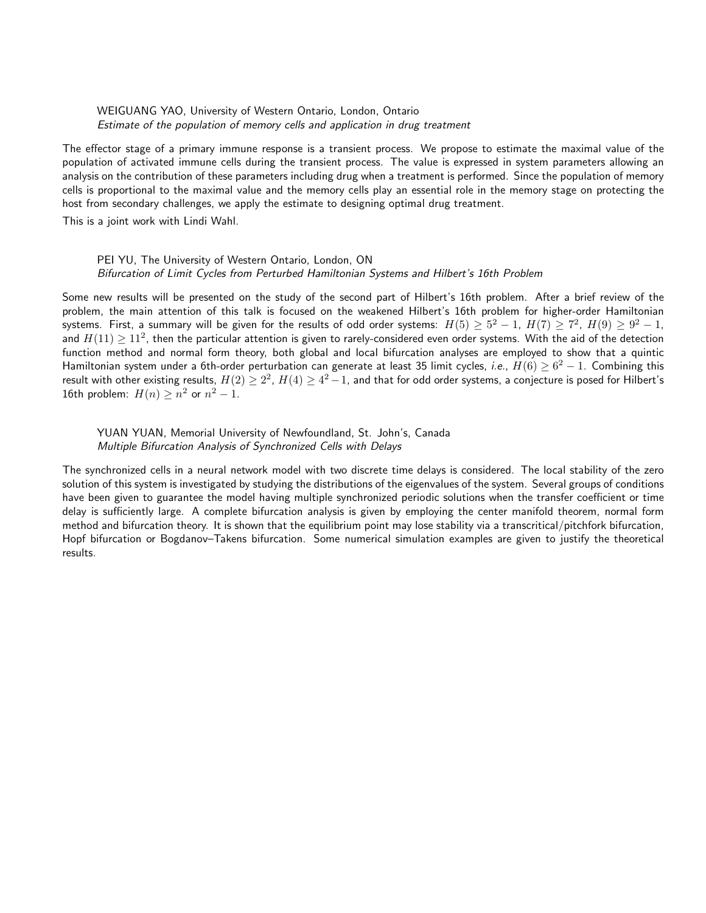WEIGUANG YAO, University of Western Ontario, London, Ontario
*Estimate of the population of memory cells and application in drug treatment*

The effector stage of a primary immune response is a transient process. We propose to estimate the maximal value of the population of activated immune cells during the transient process. The value is expressed in system parameters allowing an analysis on the contribution of these parameters including drug when a treatment is performed. Since the population of memory cells is proportional to the maximal value and the memory cells play an essential role in the memory stage on protecting the host from secondary challenges, we apply the estimate to designing optimal drug treatment.

This is a joint work with Lindi Wahl.

PEI YU, The University of Western Ontario, London, ON
*Bifurcation of Limit Cycles from Perturbed Hamiltonian Systems and Hilbert's 16th Problem*

Some new results will be presented on the study of the second part of Hilbert's 16th problem. After a brief review of the problem, the main attention of this talk is focused on the weakened Hilbert's 16th problem for higher-order Hamiltonian systems. First, a summary will be given for the results of odd order systems: $H(5) \geq 5^2 - 1$, $H(7) \geq 7^2$, $H(9) \geq 9^2 - 1$, and $H(11) \geq 11^2$, then the particular attention is given to rarely-considered even order systems. With the aid of the detection function method and normal form theory, both global and local bifurcation analyses are employed to show that a quintic Hamiltonian system under a 6th-order perturbation can generate at least 35 limit cycles, *i.e.*, $H(6) \geq 6^2 - 1$. Combining this result with other existing results, $H(2) \geq 2^2$, $H(4) \geq 4^2 - 1$, and that for odd order systems, a conjecture is posed for Hilbert's 16th problem: $H(n) \geq n^2$ or $n^2 - 1$.

YUAN YUAN, Memorial University of Newfoundland, St. John's, Canada
*Multiple Bifurcation Analysis of Synchronized Cells with Delays*

The synchronized cells in a neural network model with two discrete time delays is considered. The local stability of the zero solution of this system is investigated by studying the distributions of the eigenvalues of the system. Several groups of conditions have been given to guarantee the model having multiple synchronized periodic solutions when the transfer coefficient or time delay is sufficiently large. A complete bifurcation analysis is given by employing the center manifold theorem, normal form method and bifurcation theory. It is shown that the equilibrium point may lose stability via a transcritical/pitchfork bifurcation, Hopf bifurcation or Bogdanov–Takens bifurcation. Some numerical simulation examples are given to justify the theoretical results.